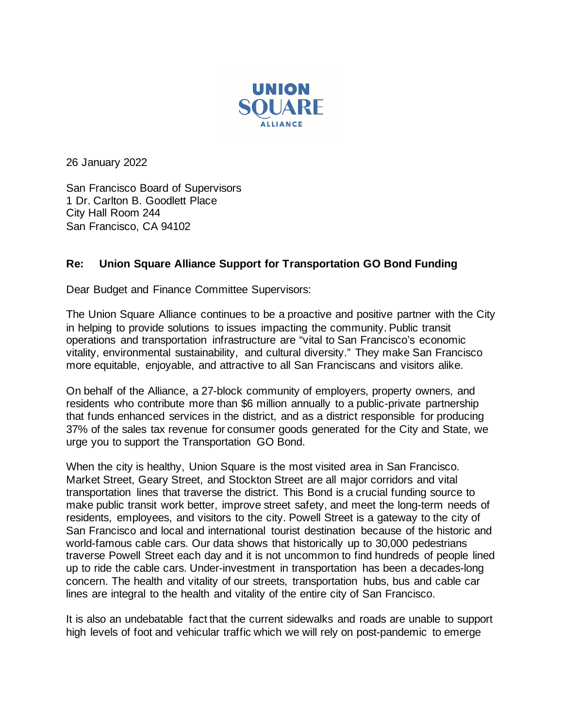UNION SQUARE ALLIANCE

26 January 2022

San Francisco Board of Supervisors
1 Dr. Carlton B. Goodlett Place
City Hall Room 244
San Francisco, CA 94102

**Re: Union Square Alliance Support for Transportation GO Bond Funding**

Dear Budget and Finance Committee Supervisors:

The Union Square Alliance continues to be a proactive and positive partner with the City in helping to provide solutions to issues impacting the community. Public transit operations and transportation infrastructure are "vital to San Francisco's economic vitality, environmental sustainability, and cultural diversity." They make San Francisco more equitable, enjoyable, and attractive to all San Franciscans and visitors alike.

On behalf of the Alliance, a 27-block community of employers, property owners, and residents who contribute more than $6 million annually to a public-private partnership that funds enhanced services in the district, and as a district responsible for producing 37% of the sales tax revenue for consumer goods generated for the City and State, we urge you to support the Transportation GO Bond.

When the city is healthy, Union Square is the most visited area in San Francisco. Market Street, Geary Street, and Stockton Street are all major corridors and vital transportation lines that traverse the district. This Bond is a crucial funding source to make public transit work better, improve street safety, and meet the long-term needs of residents, employees, and visitors to the city. Powell Street is a gateway to the city of San Francisco and local and international tourist destination because of the historic and world-famous cable cars. Our data shows that historically up to 30,000 pedestrians traverse Powell Street each day and it is not uncommon to find hundreds of people lined up to ride the cable cars. Under-investment in transportation has been a decades-long concern. The health and vitality of our streets, transportation hubs, bus and cable car lines are integral to the health and vitality of the entire city of San Francisco.

It is also an undebatable fact that the current sidewalks and roads are unable to support high levels of foot and vehicular traffic which we will rely on post-pandemic to emerge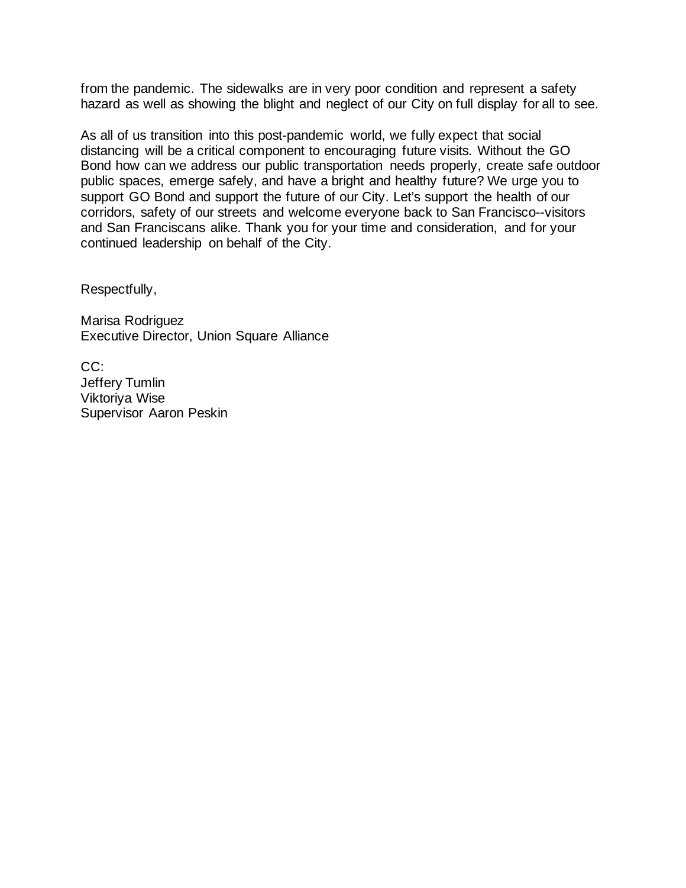from the pandemic. The sidewalks are in very poor condition and represent a safety hazard as well as showing the blight and neglect of our City on full display for all to see.

As all of us transition into this post-pandemic world, we fully expect that social distancing will be a critical component to encouraging future visits. Without the GO Bond how can we address our public transportation needs properly, create safe outdoor public spaces, emerge safely, and have a bright and healthy future? We urge you to support GO Bond and support the future of our City. Let's support the health of our corridors, safety of our streets and welcome everyone back to San Francisco--visitors and San Franciscans alike. Thank you for your time and consideration, and for your continued leadership on behalf of the City.

Respectfully,

Marisa Rodriguez
Executive Director, Union Square Alliance

CC:
Jeffery Tumlin
Viktoriya Wise
Supervisor Aaron Peskin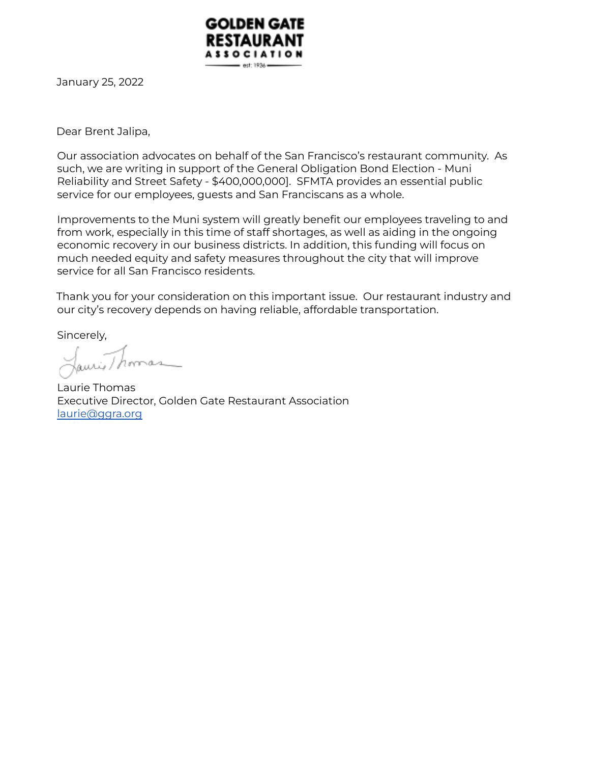GOLDEN GATE RESTAURANT ASSOCIATION
est: 1936

January 25, 2022

Dear Brent Jalipa,

Our association advocates on behalf of the San Francisco's restaurant community. As such, we are writing in support of the General Obligation Bond Election - Muni Reliability and Street Safety - $400,000,000]. SFMTA provides an essential public service for our employees, guests and San Franciscans as a whole.

Improvements to the Muni system will greatly benefit our employees traveling to and from work, especially in this time of staff shortages, as well as aiding in the ongoing economic recovery in our business districts. In addition, this funding will focus on much needed equity and safety measures throughout the city that will improve service for all San Francisco residents.

Thank you for your consideration on this important issue. Our restaurant industry and our city's recovery depends on having reliable, affordable transportation.

Sincerely,

Laurie Thomas
Executive Director, Golden Gate Restaurant Association
laurie@ggra.org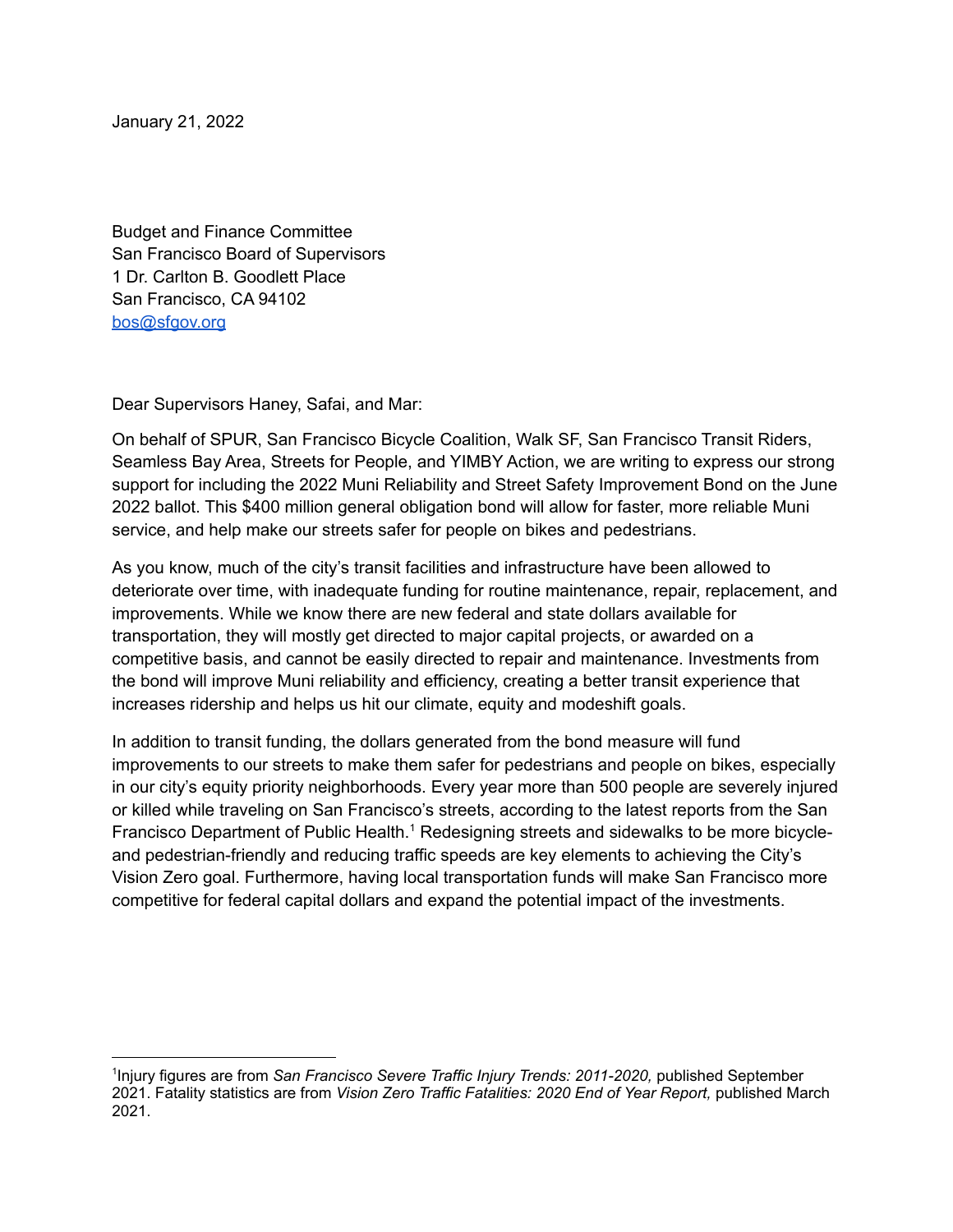January 21, 2022

Budget and Finance Committee  
San Francisco Board of Supervisors  
1 Dr. Carlton B. Goodlett Place  
San Francisco, CA 94102  
[bos@sfgov.org](mailto:bos@sfgov.org)

Dear Supervisors Haney, Safai, and Mar:

On behalf of SPUR, San Francisco Bicycle Coalition, Walk SF, San Francisco Transit Riders, Seamless Bay Area, Streets for People, and YIMBY Action, we are writing to express our strong support for including the 2022 Muni Reliability and Street Safety Improvement Bond on the June 2022 ballot. This $400 million general obligation bond will allow for faster, more reliable Muni service, and help make our streets safer for people on bikes and pedestrians.

As you know, much of the city's transit facilities and infrastructure have been allowed to deteriorate over time, with inadequate funding for routine maintenance, repair, replacement, and improvements. While we know there are new federal and state dollars available for transportation, they will mostly get directed to major capital projects, or awarded on a competitive basis, and cannot be easily directed to repair and maintenance. Investments from the bond will improve Muni reliability and efficiency, creating a better transit experience that increases ridership and helps us hit our climate, equity and modeshift goals.

In addition to transit funding, the dollars generated from the bond measure will fund improvements to our streets to make them safer for pedestrians and people on bikes, especially in our city's equity priority neighborhoods. Every year more than 500 people are severely injured or killed while traveling on San Francisco's streets, according to the latest reports from the San Francisco Department of Public Health.[1] Redesigning streets and sidewalks to be more bicycle- and pedestrian-friendly and reducing traffic speeds are key elements to achieving the City's Vision Zero goal. Furthermore, having local transportation funds will make San Francisco more competitive for federal capital dollars and expand the potential impact of the investments.

---

[1]Injury figures are from *San Francisco Severe Traffic Injury Trends: 2011-2020,* published September 2021. Fatality statistics are from *Vision Zero Traffic Fatalities: 2020 End of Year Report,* published March 2021.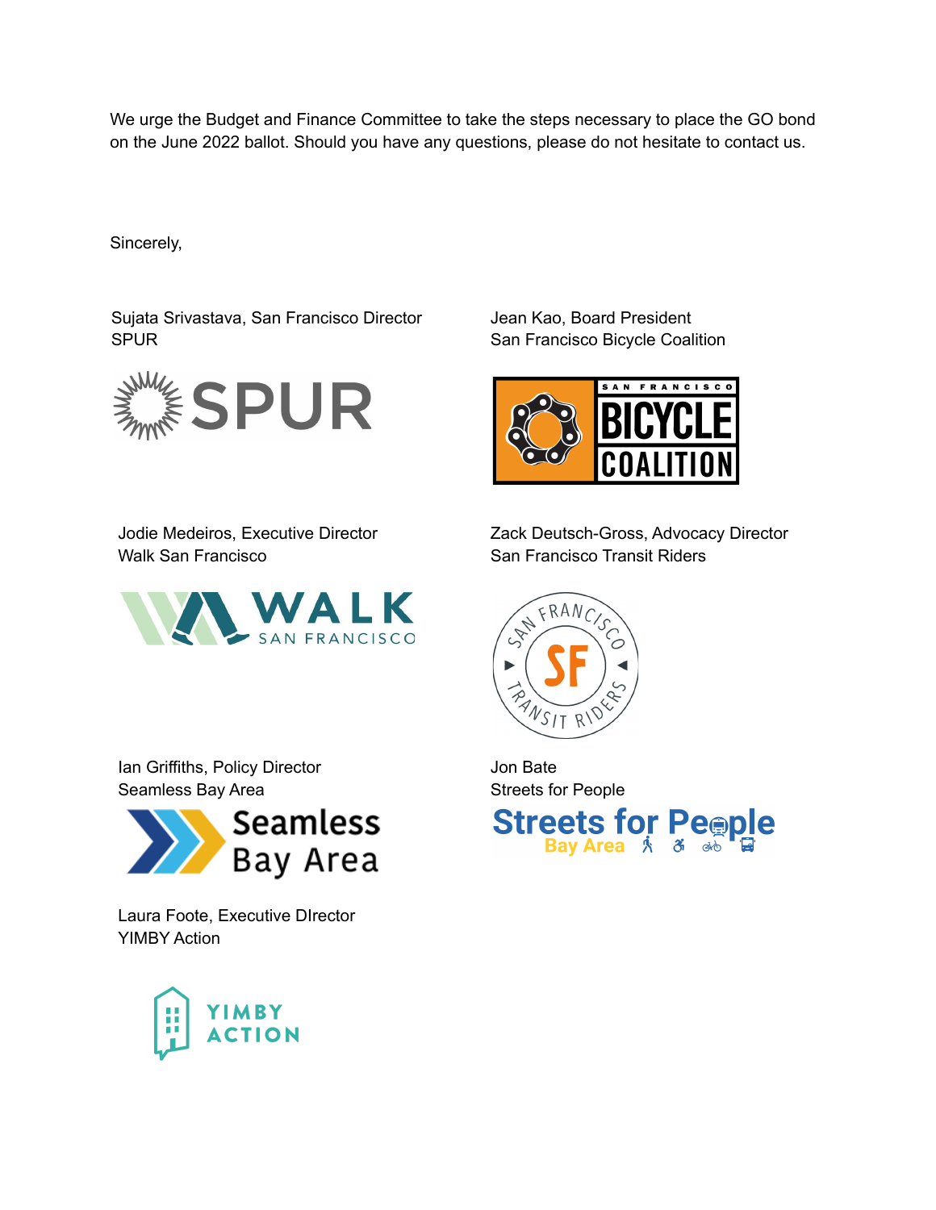We urge the Budget and Finance Committee to take the steps necessary to place the GO bond on the June 2022 ballot. Should you have any questions, please do not hesitate to contact us.

Sincerely,

Sujata Srivastava, San Francisco Director
SPUR

Jean Kao, Board President
San Francisco Bicycle Coalition

Jodie Medeiros, Executive Director
Walk San Francisco

Zack Deutsch-Gross, Advocacy Director
San Francisco Transit Riders

Ian Griffiths, Policy Director
Seamless Bay Area

Jon Bate
Streets for People

Laura Foote, Executive DIrector
YIMBY Action